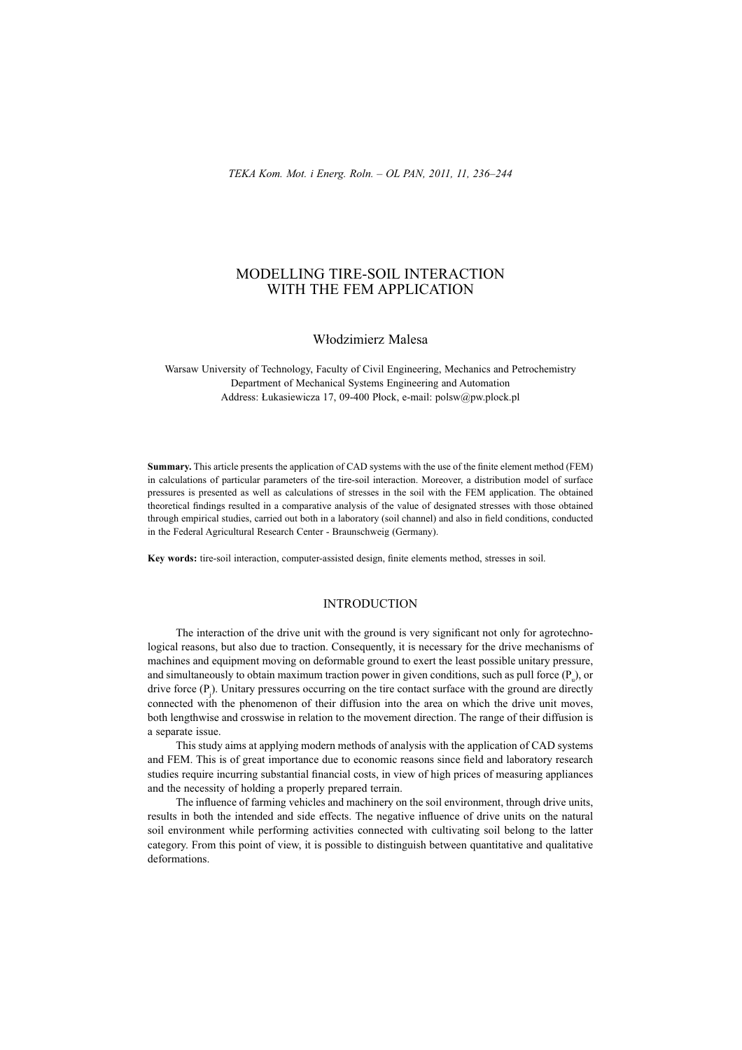# MODELLING TIRE-SOIL INTERACTION WITH THE FEM APPLICATION

Włodzimierz Malesa

Warsaw University of Technology, Faculty of Civil Engineering, Mechanics and Petrochemistry
Department of Mechanical Systems Engineering and Automation
Address: Łukasiewicza 17, 09-400 Płock, e-mail: polsw@pw.plock.pl

**Summary.** This article presents the application of CAD systems with the use of the finite element method (FEM) in calculations of particular parameters of the tire-soil interaction. Moreover, a distribution model of surface pressures is presented as well as calculations of stresses in the soil with the FEM application. The obtained theoretical findings resulted in a comparative analysis of the value of designated stresses with those obtained through empirical studies, carried out both in a laboratory (soil channel) and also in field conditions, conducted in the Federal Agricultural Research Center - Braunschweig (Germany).

**Key words:** tire-soil interaction, computer-assisted design, finite elements method, stresses in soil.

## INTRODUCTION

The interaction of the drive unit with the ground is very significant not only for agrotechnological reasons, but also due to traction. Consequently, it is necessary for the drive mechanisms of machines and equipment moving on deformable ground to exert the least possible unitary pressure, and simultaneously to obtain maximum traction power in given conditions, such as pull force ($P_u$), or drive force ($P_j$). Unitary pressures occurring on the tire contact surface with the ground are directly connected with the phenomenon of their diffusion into the area on which the drive unit moves, both lengthwise and crosswise in relation to the movement direction. The range of their diffusion is a separate issue.

This study aims at applying modern methods of analysis with the application of CAD systems and FEM. This is of great importance due to economic reasons since field and laboratory research studies require incurring substantial financial costs, in view of high prices of measuring appliances and the necessity of holding a properly prepared terrain.

The influence of farming vehicles and machinery on the soil environment, through drive units, results in both the intended and side effects. The negative influence of drive units on the natural soil environment while performing activities connected with cultivating soil belong to the latter category. From this point of view, it is possible to distinguish between quantitative and qualitative deformations.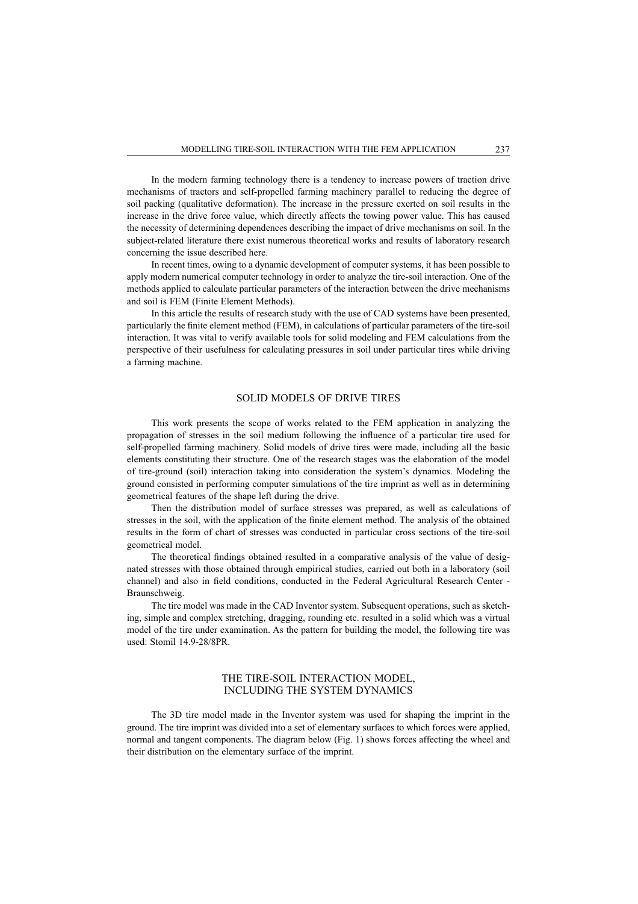In the modern farming technology there is a tendency to increase powers of traction drive mechanisms of tractors and self-propelled farming machinery parallel to reducing the degree of soil packing (qualitative deformation). The increase in the pressure exerted on soil results in the increase in the drive force value, which directly affects the towing power value. This has caused the necessity of determining dependences describing the impact of drive mechanisms on soil. In the subject-related literature there exist numerous theoretical works and results of laboratory research concerning the issue described here.

In recent times, owing to a dynamic development of computer systems, it has been possible to apply modern numerical computer technology in order to analyze the tire-soil interaction. One of the methods applied to calculate particular parameters of the interaction between the drive mechanisms and soil is FEM (Finite Element Methods).

In this article the results of research study with the use of CAD systems have been presented, particularly the finite element method (FEM), in calculations of particular parameters of the tire-soil interaction. It was vital to verify available tools for solid modeling and FEM calculations from the perspective of their usefulness for calculating pressures in soil under particular tires while driving a farming machine.

## SOLID MODELS OF DRIVE TIRES

This work presents the scope of works related to the FEM application in analyzing the propagation of stresses in the soil medium following the influence of a particular tire used for self-propelled farming machinery. Solid models of drive tires were made, including all the basic elements constituting their structure. One of the research stages was the elaboration of the model of tire-ground (soil) interaction taking into consideration the system's dynamics. Modeling the ground consisted in performing computer simulations of the tire imprint as well as in determining geometrical features of the shape left during the drive.

Then the distribution model of surface stresses was prepared, as well as calculations of stresses in the soil, with the application of the finite element method. The analysis of the obtained results in the form of chart of stresses was conducted in particular cross sections of the tire-soil geometrical model.

The theoretical findings obtained resulted in a comparative analysis of the value of designated stresses with those obtained through empirical studies, carried out both in a laboratory (soil channel) and also in field conditions, conducted in the Federal Agricultural Research Center - Braunschweig.

The tire model was made in the CAD Inventor system. Subsequent operations, such as sketching, simple and complex stretching, dragging, rounding etc. resulted in a solid which was a virtual model of the tire under examination. As the pattern for building the model, the following tire was used: Stomil 14.9-28/8PR.

## THE TIRE-SOIL INTERACTION MODEL, INCLUDING THE SYSTEM DYNAMICS

The 3D tire model made in the Inventor system was used for shaping the imprint in the ground. The tire imprint was divided into a set of elementary surfaces to which forces were applied, normal and tangent components. The diagram below (Fig. 1) shows forces affecting the wheel and their distribution on the elementary surface of the imprint.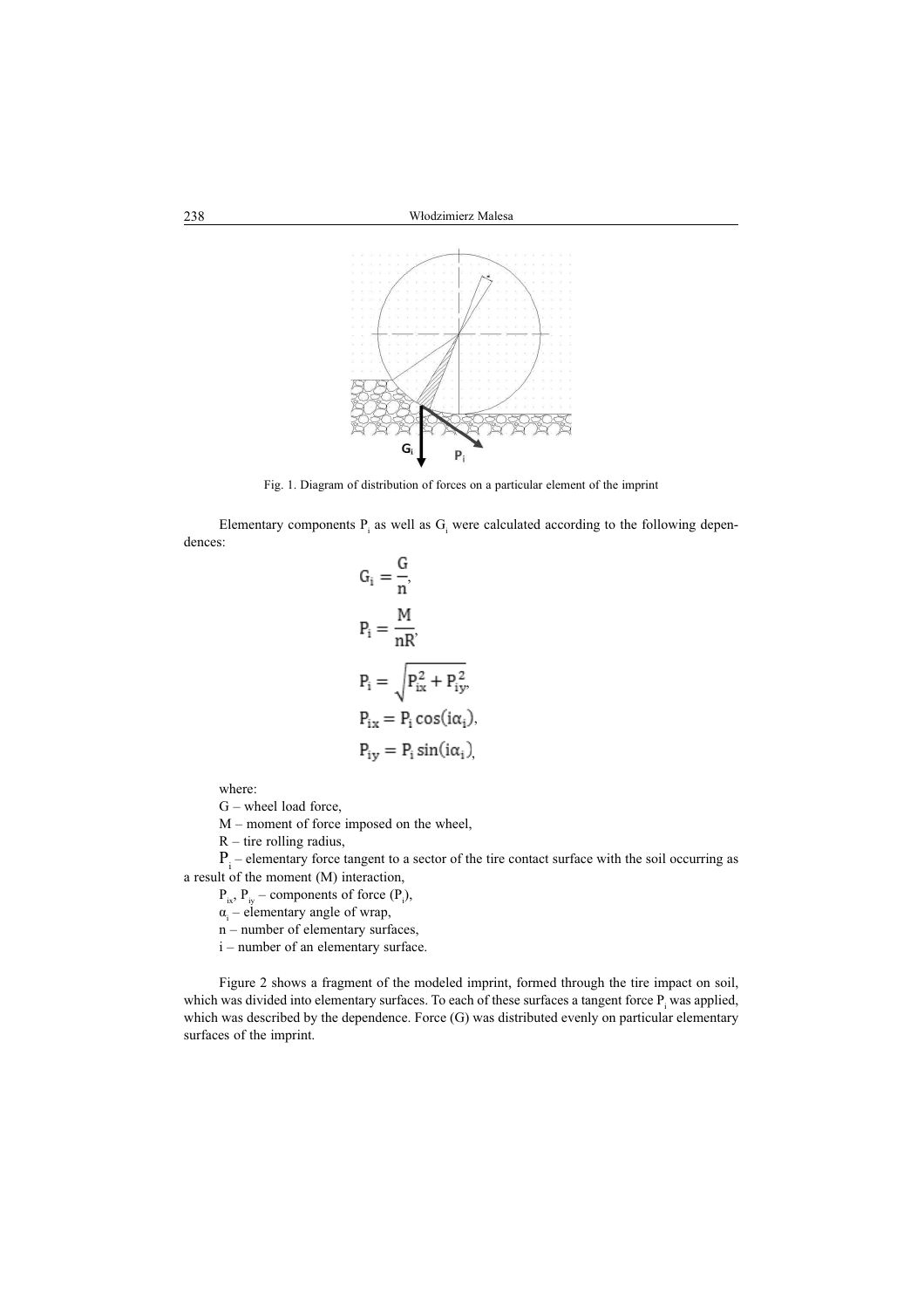Fig. 1. Diagram of distribution of forces on a particular element of the imprint

Elementary components $P_i$ as well as $G_i$ were calculated according to the following dependences:

$$G_i = \frac{G}{n},$$

$$P_i = \frac{M}{nR},$$

$$P_i = \sqrt{P_{ix}^2 + P_{iy}^2},$$

$$P_{ix} = P_i \cos(i\alpha_i),$$

$$P_{iy} = P_i \sin(i\alpha_i),$$

where:

G – wheel load force,

M – moment of force imposed on the wheel,

R – tire rolling radius,

$P_i$ – elementary force tangent to a sector of the tire contact surface with the soil occurring as a result of the moment (M) interaction,

$P_{ix}$, $P_{iy}$ – components of force ($P_i$),

$\alpha_i$ – elementary angle of wrap,

n – number of elementary surfaces,

i – number of an elementary surface.

Figure 2 shows a fragment of the modeled imprint, formed through the tire impact on soil, which was divided into elementary surfaces. To each of these surfaces a tangent force $P_i$ was applied, which was described by the dependence. Force (G) was distributed evenly on particular elementary surfaces of the imprint.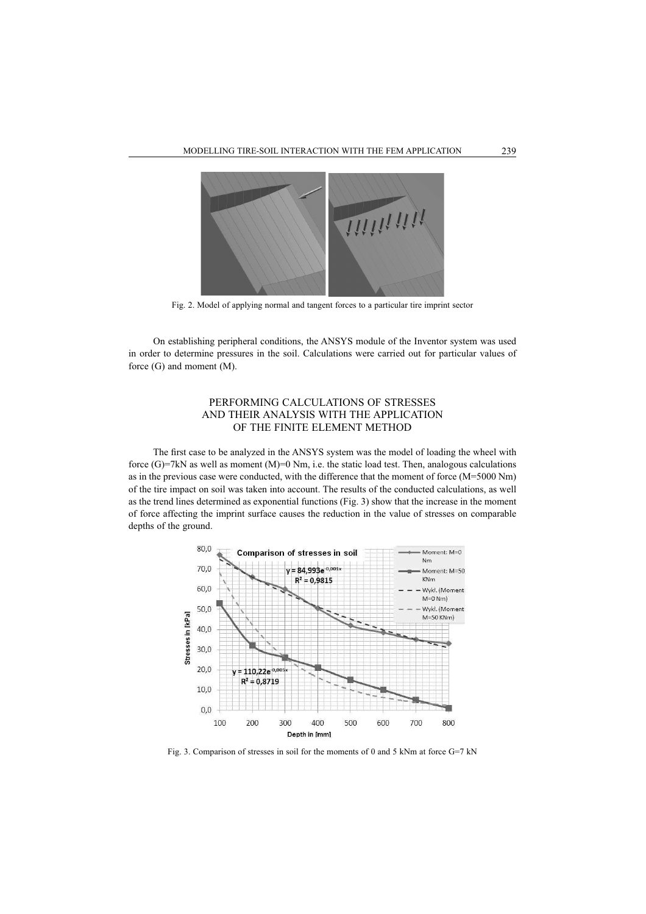Fig. 2. Model of applying normal and tangent forces to a particular tire imprint sector

On establishing peripheral conditions, the ANSYS module of the Inventor system was used in order to determine pressures in the soil. Calculations were carried out for particular values of force (G) and moment (M).

## PERFORMING CALCULATIONS OF STRESSES AND THEIR ANALYSIS WITH THE APPLICATION OF THE FINITE ELEMENT METHOD

The first case to be analyzed in the ANSYS system was the model of loading the wheel with force (G)=7kN as well as moment (M)=0 Nm, i.e. the static load test. Then, analogous calculations as in the previous case were conducted, with the difference that the moment of force (M=5000 Nm) of the tire impact on soil was taken into account. The results of the conducted calculations, as well as the trend lines determined as exponential functions (Fig. 3) show that the increase in the moment of force affecting the imprint surface causes the reduction in the value of stresses on comparable depths of the ground.

Fig. 3. Comparison of stresses in soil for the moments of 0 and 5 kNm at force G=7 kN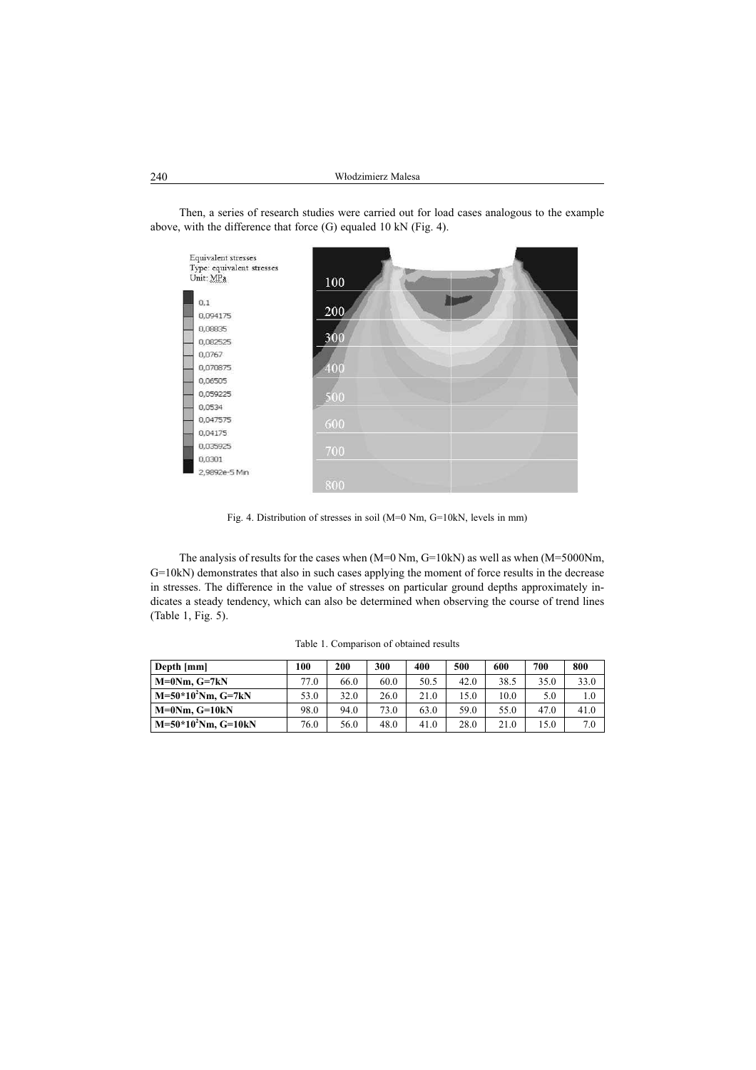Then, a series of research studies were carried out for load cases analogous to the example above, with the difference that force (G) equaled 10 kN (Fig. 4).

Fig. 4. Distribution of stresses in soil (M=0 Nm, G=10kN, levels in mm)

The analysis of results for the cases when (M=0 Nm, G=10kN) as well as when (M=5000Nm, G=10kN) demonstrates that also in such cases applying the moment of force results in the decrease in stresses. The difference in the value of stresses on particular ground depths approximately indicates a steady tendency, which can also be determined when observing the course of trend lines (Table 1, Fig. 5).

Table 1. Comparison of obtained results

| Depth [mm] | 100 | 200 | 300 | 400 | 500 | 600 | 700 | 800 |
|---|---|---|---|---|---|---|---|---|
| M=0Nm, G=7kN | 77.0 | 66.0 | 60.0 | 50.5 | 42.0 | 38.5 | 35.0 | 33.0 |
| $M=50*10^2$Nm, G=7kN | 53.0 | 32.0 | 26.0 | 21.0 | 15.0 | 10.0 | 5.0 | 1.0 |
| M=0Nm, G=10kN | 98.0 | 94.0 | 73.0 | 63.0 | 59.0 | 55.0 | 47.0 | 41.0 |
| $M=50*10^2$Nm, G=10kN | 76.0 | 56.0 | 48.0 | 41.0 | 28.0 | 21.0 | 15.0 | 7.0 |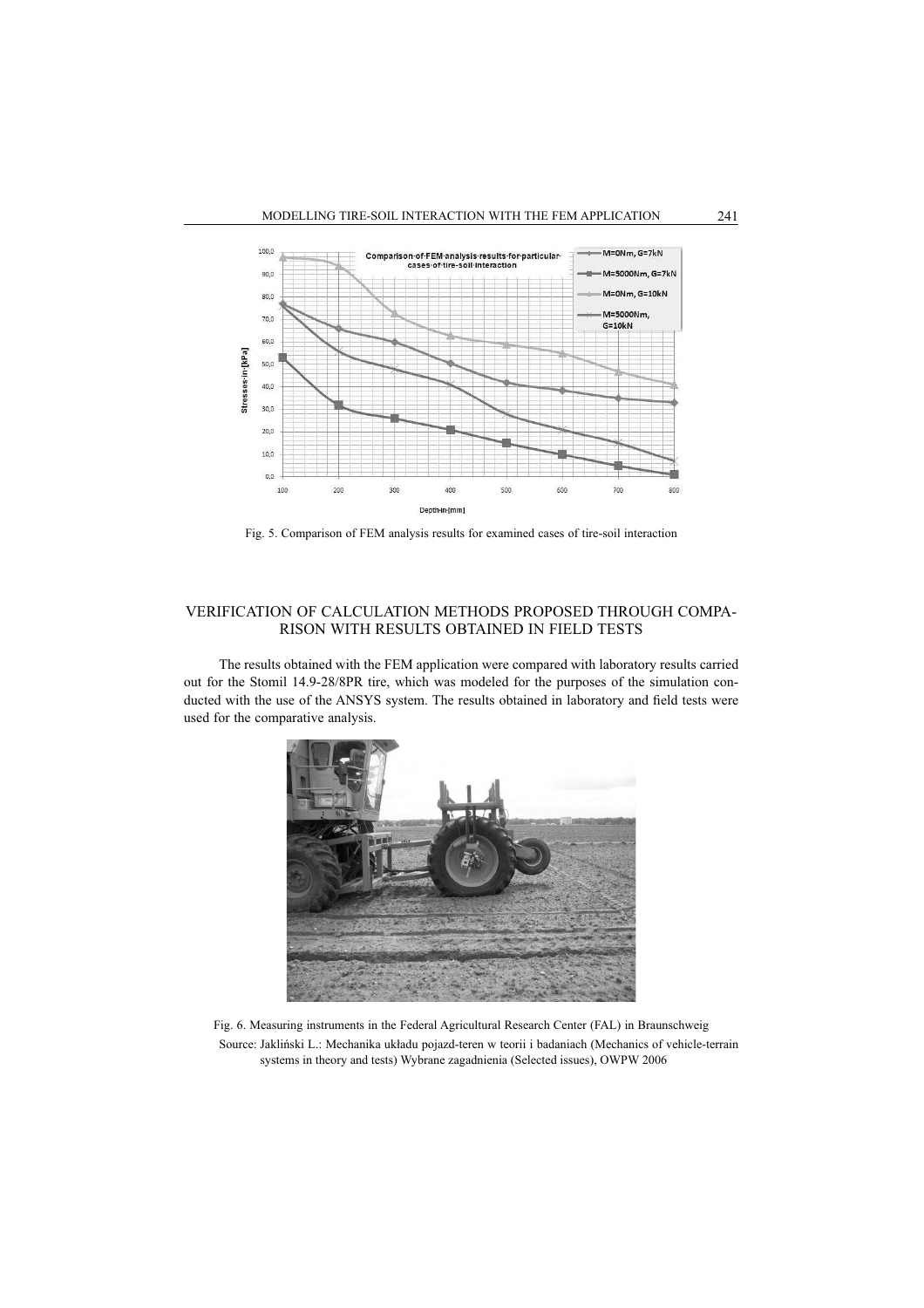Fig. 5. Comparison of FEM analysis results for examined cases of tire-soil interaction

## VERIFICATION OF CALCULATION METHODS PROPOSED THROUGH COMPARISON WITH RESULTS OBTAINED IN FIELD TESTS

The results obtained with the FEM application were compared with laboratory results carried out for the Stomil 14.9-28/8PR tire, which was modeled for the purposes of the simulation conducted with the use of the ANSYS system. The results obtained in laboratory and field tests were used for the comparative analysis.

Fig. 6. Measuring instruments in the Federal Agricultural Research Center (FAL) in Braunschweig

Source: Jakliński L.: Mechanika układu pojazd-teren w teorii i badaniach (Mechanics of vehicle-terrain systems in theory and tests) Wybrane zagadnienia (Selected issues), OWPW 2006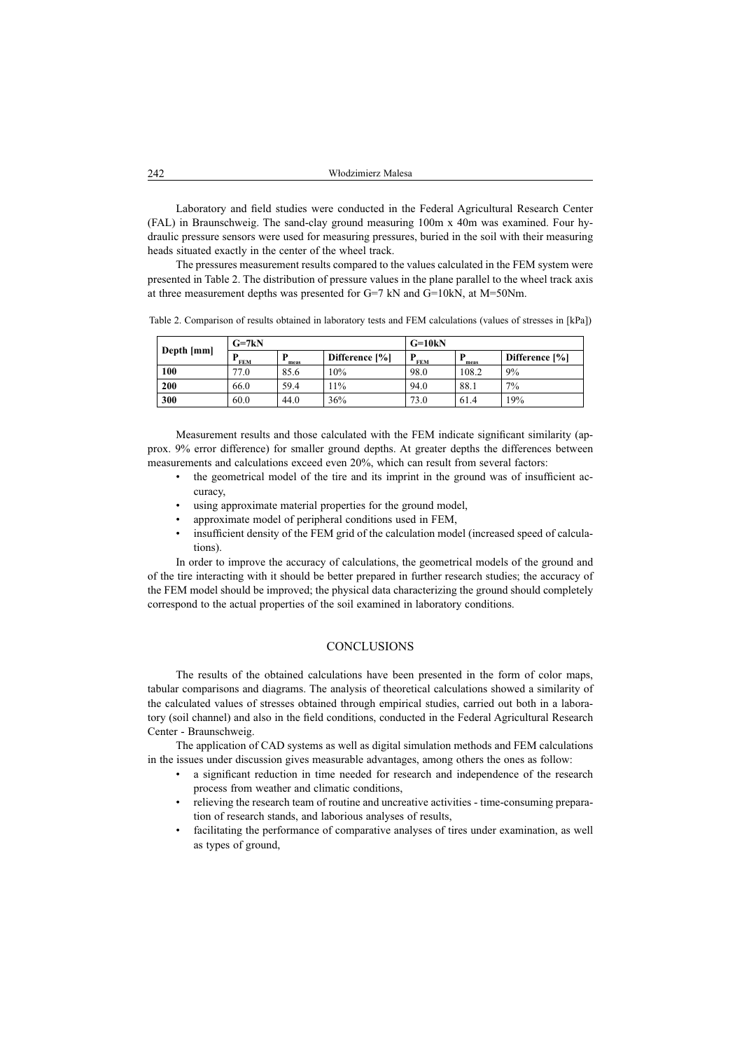Laboratory and field studies were conducted in the Federal Agricultural Research Center (FAL) in Braunschweig. The sand-clay ground measuring 100m x 40m was examined. Four hydraulic pressure sensors were used for measuring pressures, buried in the soil with their measuring heads situated exactly in the center of the wheel track.

The pressures measurement results compared to the values calculated in the FEM system were presented in Table 2. The distribution of pressure values in the plane parallel to the wheel track axis at three measurement depths was presented for G=7 kN and G=10kN, at M=50Nm.

Table 2. Comparison of results obtained in laboratory tests and FEM calculations (values of stresses in [kPa])

| Depth [mm] | G=7kN | | | G=10kN | | |
|---|---|---|---|---|---|---|
| | $P_{FEM}$ | $P_{meas}$ | Difference [%] | $P_{FEM}$ | $P_{meas}$ | Difference [%] |
| **100** | 77.0 | 85.6 | 10% | 98.0 | 108.2 | 9% |
| **200** | 66.0 | 59.4 | 11% | 94.0 | 88.1 | 7% |
| **300** | 60.0 | 44.0 | 36% | 73.0 | 61.4 | 19% |

Measurement results and those calculated with the FEM indicate significant similarity (approx. 9% error difference) for smaller ground depths. At greater depths the differences between measurements and calculations exceed even 20%, which can result from several factors:

- the geometrical model of the tire and its imprint in the ground was of insufficient accuracy,
- using approximate material properties for the ground model,
- approximate model of peripheral conditions used in FEM,
- insufficient density of the FEM grid of the calculation model (increased speed of calculations).

In order to improve the accuracy of calculations, the geometrical models of the ground and of the tire interacting with it should be better prepared in further research studies; the accuracy of the FEM model should be improved; the physical data characterizing the ground should completely correspond to the actual properties of the soil examined in laboratory conditions.

## CONCLUSIONS

The results of the obtained calculations have been presented in the form of color maps, tabular comparisons and diagrams. The analysis of theoretical calculations showed a similarity of the calculated values of stresses obtained through empirical studies, carried out both in a laboratory (soil channel) and also in the field conditions, conducted in the Federal Agricultural Research Center - Braunschweig.

The application of CAD systems as well as digital simulation methods and FEM calculations in the issues under discussion gives measurable advantages, among others the ones as follow:

- a significant reduction in time needed for research and independence of the research process from weather and climatic conditions,
- relieving the research team of routine and uncreative activities - time-consuming preparation of research stands, and laborious analyses of results,
- facilitating the performance of comparative analyses of tires under examination, as well as types of ground,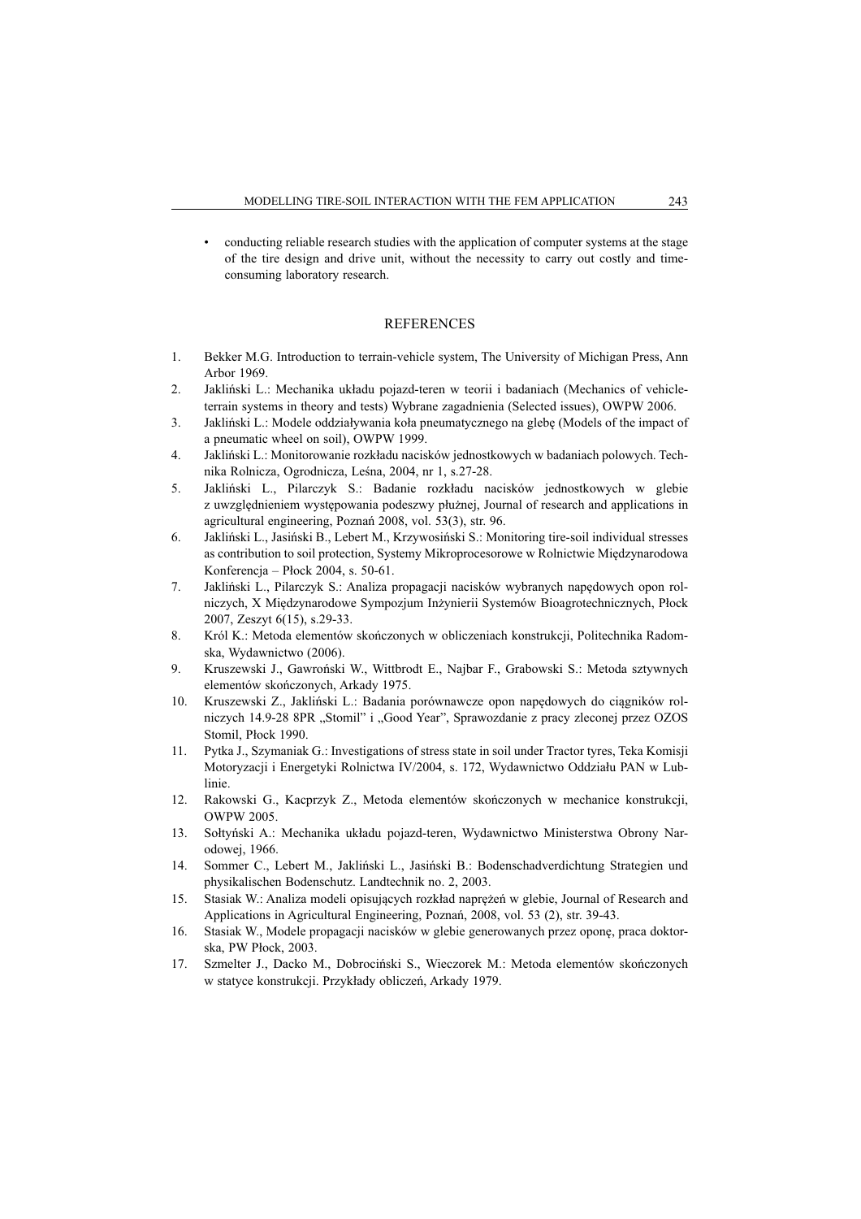- conducting reliable research studies with the application of computer systems at the stage of the tire design and drive unit, without the necessity to carry out costly and time-consuming laboratory research.

## REFERENCES

1. Bekker M.G. Introduction to terrain-vehicle system, The University of Michigan Press, Ann Arbor 1969.
2. Jakliński L.: Mechanika układu pojazd-teren w teorii i badaniach (Mechanics of vehicle-terrain systems in theory and tests) Wybrane zagadnienia (Selected issues), OWPW 2006.
3. Jakliński L.: Modele oddziaływania koła pneumatycznego na glebę (Models of the impact of a pneumatic wheel on soil), OWPW 1999.
4. Jakliński L.: Monitorowanie rozkładu nacisków jednostkowych w badaniach polowych. Technika Rolnicza, Ogrodnicza, Leśna, 2004, nr 1, s.27-28.
5. Jakliński L., Pilarczyk S.: Badanie rozkładu nacisków jednostkowych w glebie z uwzględnieniem występowania podeszwy płużnej, Journal of research and applications in agricultural engineering, Poznań 2008, vol. 53(3), str. 96.
6. Jakliński L., Jasiński B., Lebert M., Krzywosiński S.: Monitoring tire-soil individual stresses as contribution to soil protection, Systemy Mikroprocesorowe w Rolnictwie Międzynarodowa Konferencja – Płock 2004, s. 50-61.
7. Jakliński L., Pilarczyk S.: Analiza propagacji nacisków wybranych napędowych opon rolniczych, X Międzynarodowe Sympozjum Inżynierii Systemów Bioagrotechnicznych, Płock 2007, Zeszyt 6(15), s.29-33.
8. Król K.: Metoda elementów skończonych w obliczeniach konstrukcji, Politechnika Radomska, Wydawnictwo (2006).
9. Kruszewski J., Gawroński W., Wittbrodt E., Najbar F., Grabowski S.: Metoda sztywnych elementów skończonych, Arkady 1975.
10. Kruszewski Z., Jakliński L.: Badania porównawcze opon napędowych do ciągników rolniczych 14.9-28 8PR „Stomil" i „Good Year", Sprawozdanie z pracy zleconej przez OZOS Stomil, Płock 1990.
11. Pytka J., Szymaniak G.: Investigations of stress state in soil under Tractor tyres, Teka Komisji Motoryzacji i Energetyki Rolnictwa IV/2004, s. 172, Wydawnictwo Oddziału PAN w Lublinie.
12. Rakowski G., Kacprzyk Z., Metoda elementów skończonych w mechanice konstrukcji, OWPW 2005.
13. Sołtyński A.: Mechanika układu pojazd-teren, Wydawnictwo Ministerstwa Obrony Narodowej, 1966.
14. Sommer C., Lebert M., Jakliński L., Jasiński B.: Bodenschadverdichtung Strategien und physikalischen Bodenschutz. Landtechnik no. 2, 2003.
15. Stasiak W.: Analiza modeli opisujących rozkład naprężeń w glebie, Journal of Research and Applications in Agricultural Engineering, Poznań, 2008, vol. 53 (2), str. 39-43.
16. Stasiak W., Modele propagacji nacisków w glebie generowanych przez oponę, praca doktorska, PW Płock, 2003.
17. Szmelter J., Dacko M., Dobrociński S., Wieczorek M.: Metoda elementów skończonych w statyce konstrukcji. Przykłady obliczeń, Arkady 1979.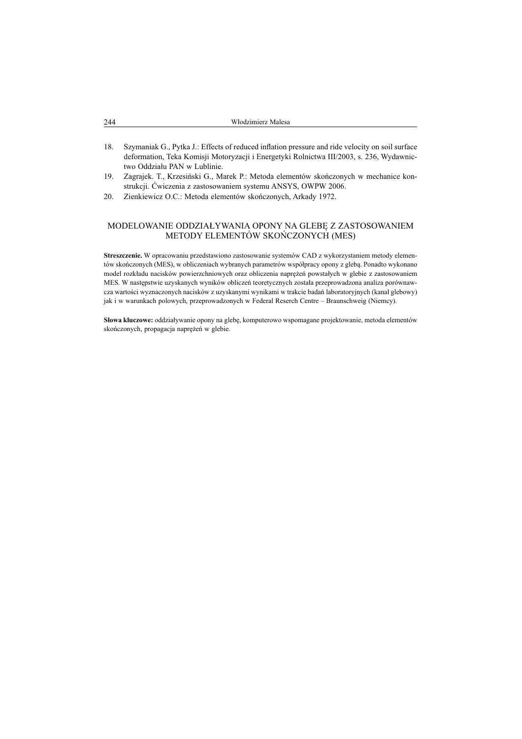18. Szymaniak G., Pytka J.: Effects of reduced inflation pressure and ride velocity on soil surface deformation, Teka Komisji Motoryzacji i Energetyki Rolnictwa III/2003, s. 236, Wydawnictwo Oddziału PAN w Lublinie.
19. Zagrajek. T., Krzesiński G., Marek P.: Metoda elementów skończonych w mechanice konstrukcji. Ćwiczenia z zastosowaniem systemu ANSYS, OWPW 2006.
20. Zienkiewicz O.C.: Metoda elementów skończonych, Arkady 1972.

## MODELOWANIE ODDZIAŁYWANIA OPONY NA GLEBĘ Z ZASTOSOWANIEM METODY ELEMENTÓW SKOŃCZONYCH (MES)

**Streszczenie.** W opracowaniu przedstawiono zastosowanie systemów CAD z wykorzystaniem metody elementów skończonych (MES), w obliczeniach wybranych parametrów współpracy opony z glebą. Ponadto wykonano model rozkładu nacisków powierzchniowych oraz obliczenia naprężeń powstałych w glebie z zastosowaniem MES. W następstwie uzyskanych wyników obliczeń teoretycznych została przeprowadzona analiza porównawcza wartości wyznaczonych nacisków z uzyskanymi wynikami w trakcie badań laboratoryjnych (kanał glebowy) jak i w warunkach polowych, przeprowadzonych w Federal Reserch Centre – Braunschweig (Niemcy).

**Słowa kluczowe:** oddziaływanie opony na glebę, komputerowo wspomagane projektowanie, metoda elementów skończonych, propagacja naprężeń w glebie.